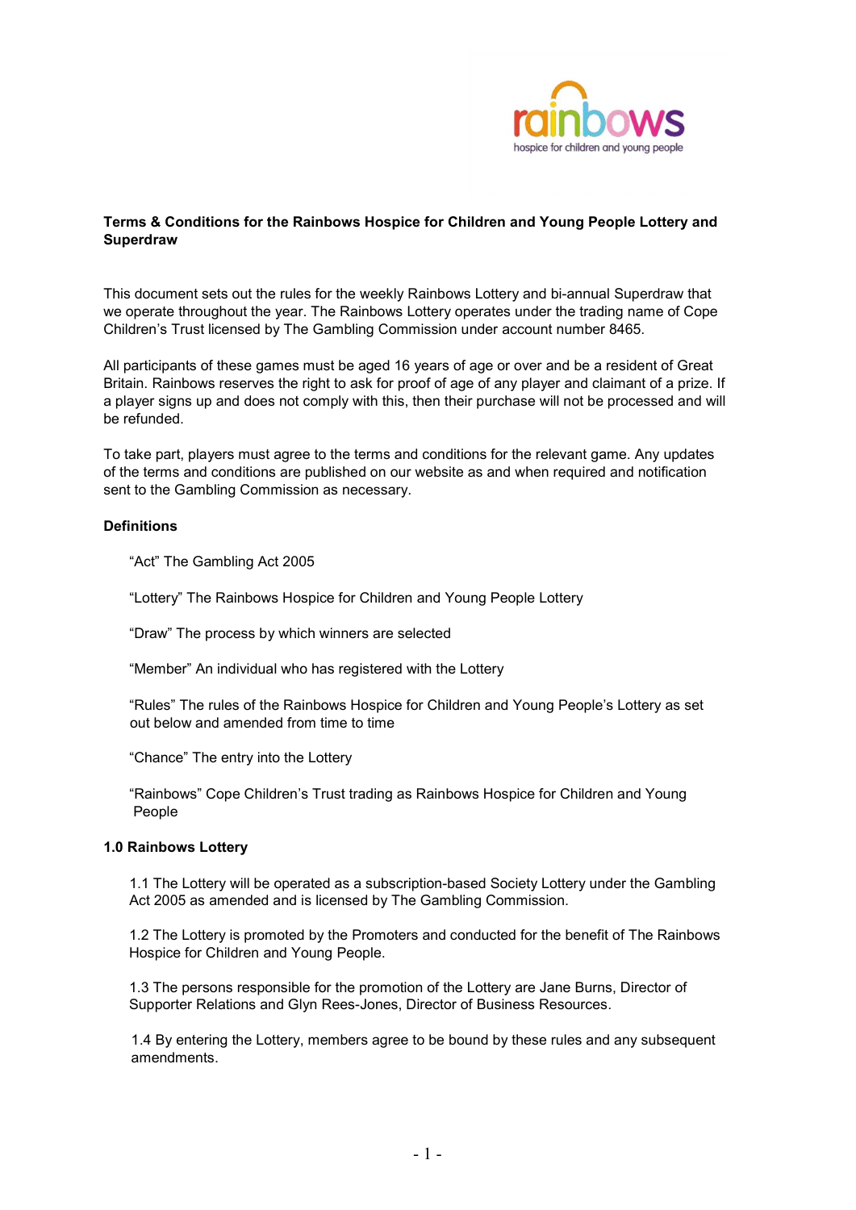**Terms & Conditions for the Rainbows Hospice for Children and Young People Lottery and Superdraw**

This document sets out the rules for the weekly Rainbows Lottery and bi-annual Superdraw that we operate throughout the year. The Rainbows Lottery operates under the trading name of Cope Children's Trust licensed by The Gambling Commission under account number 8465.

All participants of these games must be aged 16 years of age or over and be a resident of Great Britain. Rainbows reserves the right to ask for proof of age of any player and claimant of a prize. If a player signs up and does not comply with this, then their purchase will not be processed and will be refunded.

To take part, players must agree to the terms and conditions for the relevant game. Any updates of the terms and conditions are published on our website as and when required and notification sent to the Gambling Commission as necessary.

**Definitions**

"Act" The Gambling Act 2005

"Lottery" The Rainbows Hospice for Children and Young People Lottery

"Draw" The process by which winners are selected

"Member" An individual who has registered with the Lottery

"Rules" The rules of the Rainbows Hospice for Children and Young People's Lottery as set out below and amended from time to time

"Chance" The entry into the Lottery

"Rainbows" Cope Children's Trust trading as Rainbows Hospice for Children and Young People

**1.0 Rainbows Lottery**

1.1 The Lottery will be operated as a subscription-based Society Lottery under the Gambling Act 2005 as amended and is licensed by The Gambling Commission.

1.2 The Lottery is promoted by the Promoters and conducted for the benefit of The Rainbows Hospice for Children and Young People.

1.3 The persons responsible for the promotion of the Lottery are Jane Burns, Director of Supporter Relations and Glyn Rees-Jones, Director of Business Resources.

1.4 By entering the Lottery, members agree to be bound by these rules and any subsequent amendments.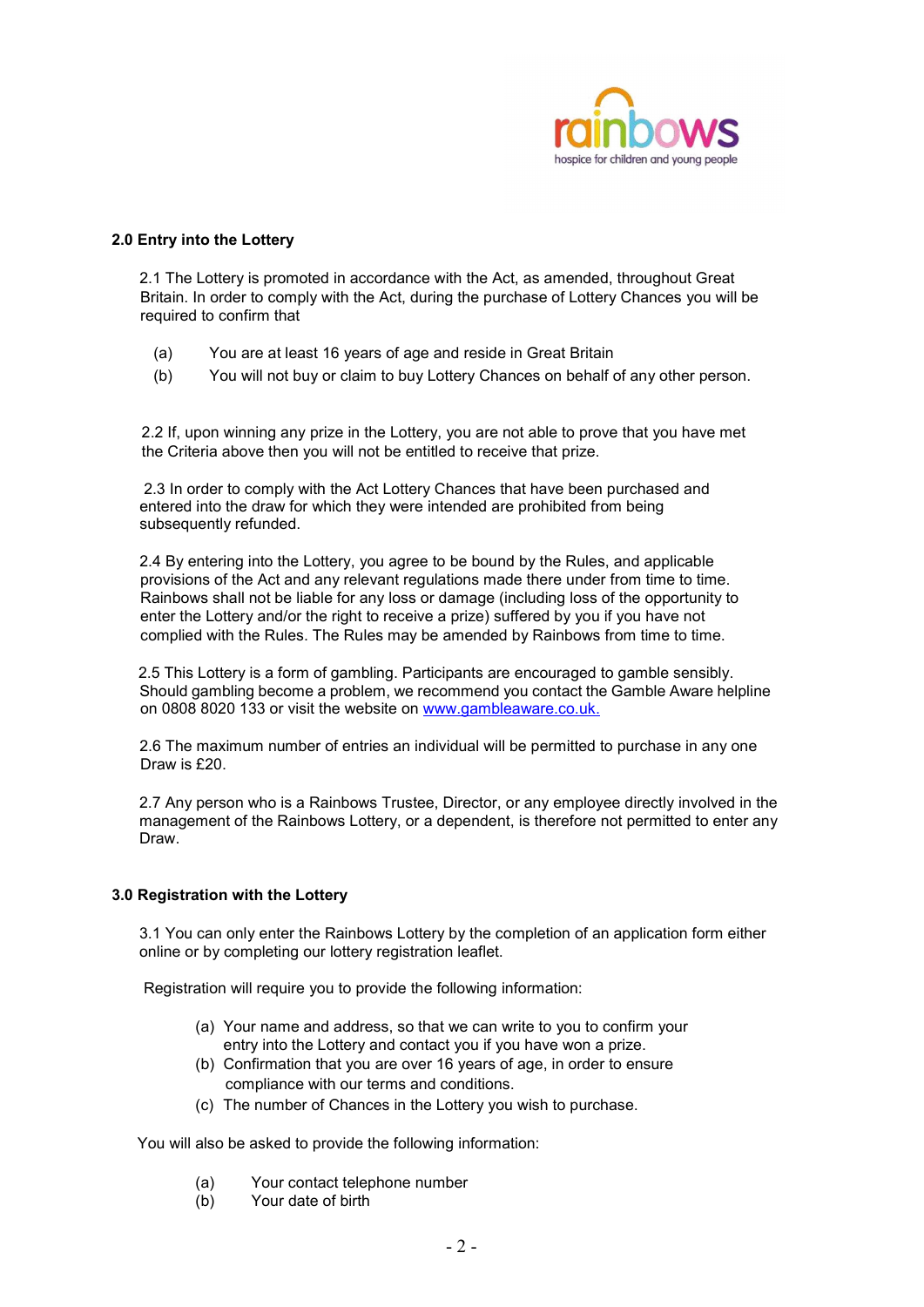## 2.0 Entry into the Lottery

2.1 The Lottery is promoted in accordance with the Act, as amended, throughout Great Britain. In order to comply with the Act, during the purchase of Lottery Chances you will be required to confirm that

(a) You are at least 16 years of age and reside in Great Britain

(b) You will not buy or claim to buy Lottery Chances on behalf of any other person.

2.2 If, upon winning any prize in the Lottery, you are not able to prove that you have met the Criteria above then you will not be entitled to receive that prize.

2.3 In order to comply with the Act Lottery Chances that have been purchased and entered into the draw for which they were intended are prohibited from being subsequently refunded.

2.4 By entering into the Lottery, you agree to be bound by the Rules, and applicable provisions of the Act and any relevant regulations made there under from time to time. Rainbows shall not be liable for any loss or damage (including loss of the opportunity to enter the Lottery and/or the right to receive a prize) suffered by you if you have not complied with the Rules. The Rules may be amended by Rainbows from time to time.

2.5 This Lottery is a form of gambling. Participants are encouraged to gamble sensibly. Should gambling become a problem, we recommend you contact the Gamble Aware helpline on 0808 8020 133 or visit the website on [www.gambleaware.co.uk.](http://www.gambleaware.co.uk)

2.6 The maximum number of entries an individual will be permitted to purchase in any one Draw is £20.

2.7 Any person who is a Rainbows Trustee, Director, or any employee directly involved in the management of the Rainbows Lottery, or a dependent, is therefore not permitted to enter any Draw.

## 3.0 Registration with the Lottery

3.1 You can only enter the Rainbows Lottery by the completion of an application form either online or by completing our lottery registration leaflet.

Registration will require you to provide the following information:

(a) Your name and address, so that we can write to you to confirm your entry into the Lottery and contact you if you have won a prize.

(b) Confirmation that you are over 16 years of age, in order to ensure compliance with our terms and conditions.

(c) The number of Chances in the Lottery you wish to purchase.

You will also be asked to provide the following information:

(a) Your contact telephone number

(b) Your date of birth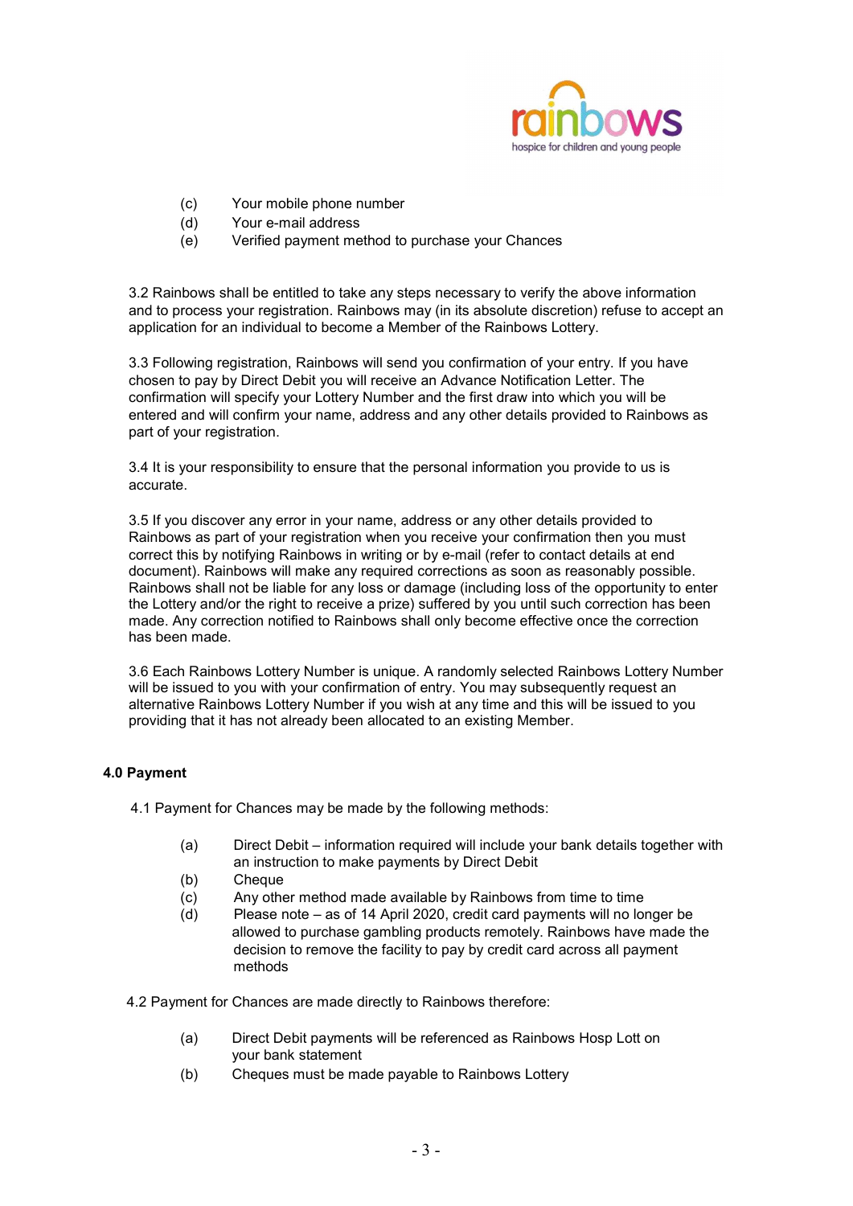(c) Your mobile phone number
(d) Your e-mail address
(e) Verified payment method to purchase your Chances

3.2 Rainbows shall be entitled to take any steps necessary to verify the above information and to process your registration. Rainbows may (in its absolute discretion) refuse to accept an application for an individual to become a Member of the Rainbows Lottery.

3.3 Following registration, Rainbows will send you confirmation of your entry. If you have chosen to pay by Direct Debit you will receive an Advance Notification Letter. The confirmation will specify your Lottery Number and the first draw into which you will be entered and will confirm your name, address and any other details provided to Rainbows as part of your registration.

3.4 It is your responsibility to ensure that the personal information you provide to us is accurate.

3.5 If you discover any error in your name, address or any other details provided to Rainbows as part of your registration when you receive your confirmation then you must correct this by notifying Rainbows in writing or by e-mail (refer to contact details at end document). Rainbows will make any required corrections as soon as reasonably possible. Rainbows shall not be liable for any loss or damage (including loss of the opportunity to enter the Lottery and/or the right to receive a prize) suffered by you until such correction has been made. Any correction notified to Rainbows shall only become effective once the correction has been made.

3.6 Each Rainbows Lottery Number is unique. A randomly selected Rainbows Lottery Number will be issued to you with your confirmation of entry. You may subsequently request an alternative Rainbows Lottery Number if you wish at any time and this will be issued to you providing that it has not already been allocated to an existing Member.

**4.0 Payment**

4.1 Payment for Chances may be made by the following methods:

(a) Direct Debit – information required will include your bank details together with an instruction to make payments by Direct Debit
(b) Cheque
(c) Any other method made available by Rainbows from time to time
(d) Please note – as of 14 April 2020, credit card payments will no longer be allowed to purchase gambling products remotely. Rainbows have made the decision to remove the facility to pay by credit card across all payment methods

4.2 Payment for Chances are made directly to Rainbows therefore:

(a) Direct Debit payments will be referenced as Rainbows Hosp Lott on your bank statement
(b) Cheques must be made payable to Rainbows Lottery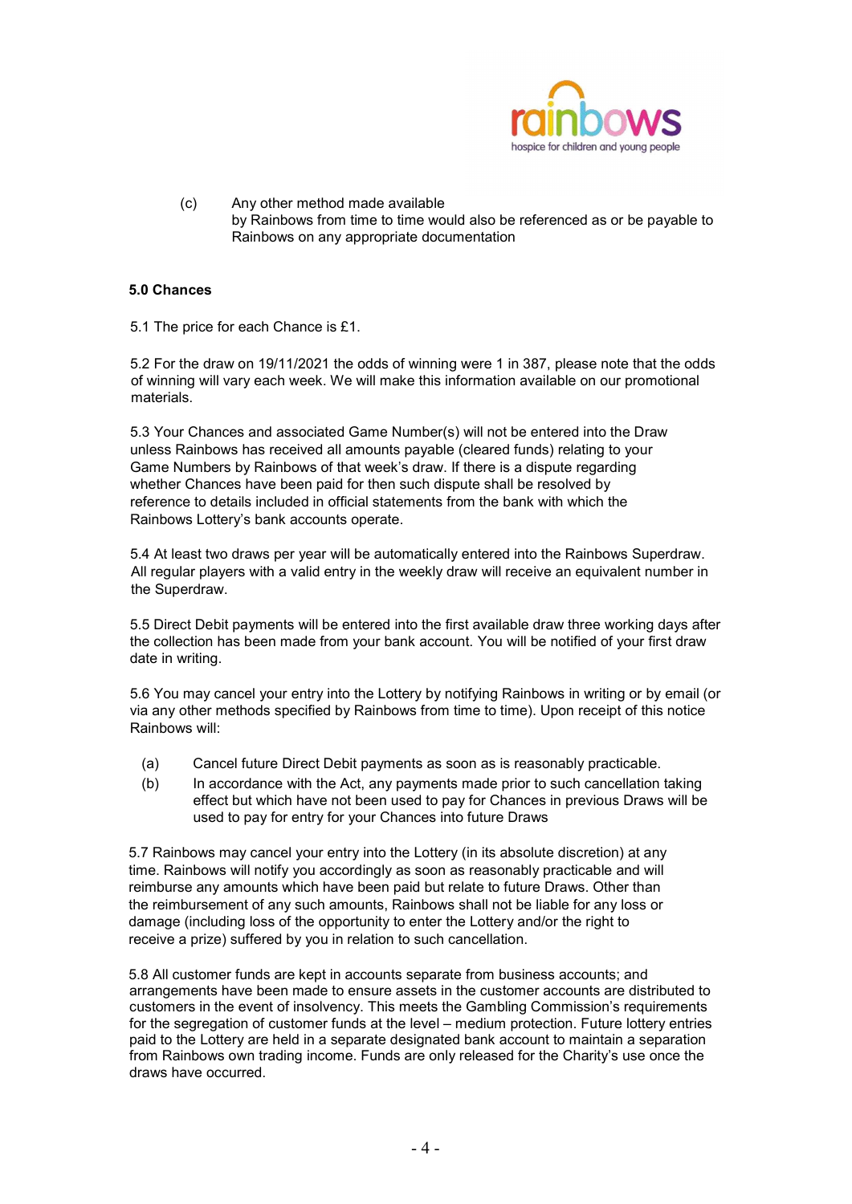(c) Any other method made available by Rainbows from time to time would also be referenced as or be payable to Rainbows on any appropriate documentation

**5.0 Chances**

5.1 The price for each Chance is £1.

5.2 For the draw on 19/11/2021 the odds of winning were 1 in 387, please note that the odds of winning will vary each week. We will make this information available on our promotional materials.

5.3 Your Chances and associated Game Number(s) will not be entered into the Draw unless Rainbows has received all amounts payable (cleared funds) relating to your Game Numbers by Rainbows of that week's draw. If there is a dispute regarding whether Chances have been paid for then such dispute shall be resolved by reference to details included in official statements from the bank with which the Rainbows Lottery's bank accounts operate.

5.4 At least two draws per year will be automatically entered into the Rainbows Superdraw. All regular players with a valid entry in the weekly draw will receive an equivalent number in the Superdraw.

5.5 Direct Debit payments will be entered into the first available draw three working days after the collection has been made from your bank account. You will be notified of your first draw date in writing.

5.6 You may cancel your entry into the Lottery by notifying Rainbows in writing or by email (or via any other methods specified by Rainbows from time to time). Upon receipt of this notice Rainbows will:

(a) Cancel future Direct Debit payments as soon as is reasonably practicable.

(b) In accordance with the Act, any payments made prior to such cancellation taking effect but which have not been used to pay for Chances in previous Draws will be used to pay for entry for your Chances into future Draws

5.7 Rainbows may cancel your entry into the Lottery (in its absolute discretion) at any time. Rainbows will notify you accordingly as soon as reasonably practicable and will reimburse any amounts which have been paid but relate to future Draws. Other than the reimbursement of any such amounts, Rainbows shall not be liable for any loss or damage (including loss of the opportunity to enter the Lottery and/or the right to receive a prize) suffered by you in relation to such cancellation.

5.8 All customer funds are kept in accounts separate from business accounts; and arrangements have been made to ensure assets in the customer accounts are distributed to customers in the event of insolvency. This meets the Gambling Commission's requirements for the segregation of customer funds at the level – medium protection. Future lottery entries paid to the Lottery are held in a separate designated bank account to maintain a separation from Rainbows own trading income. Funds are only released for the Charity's use once the draws have occurred.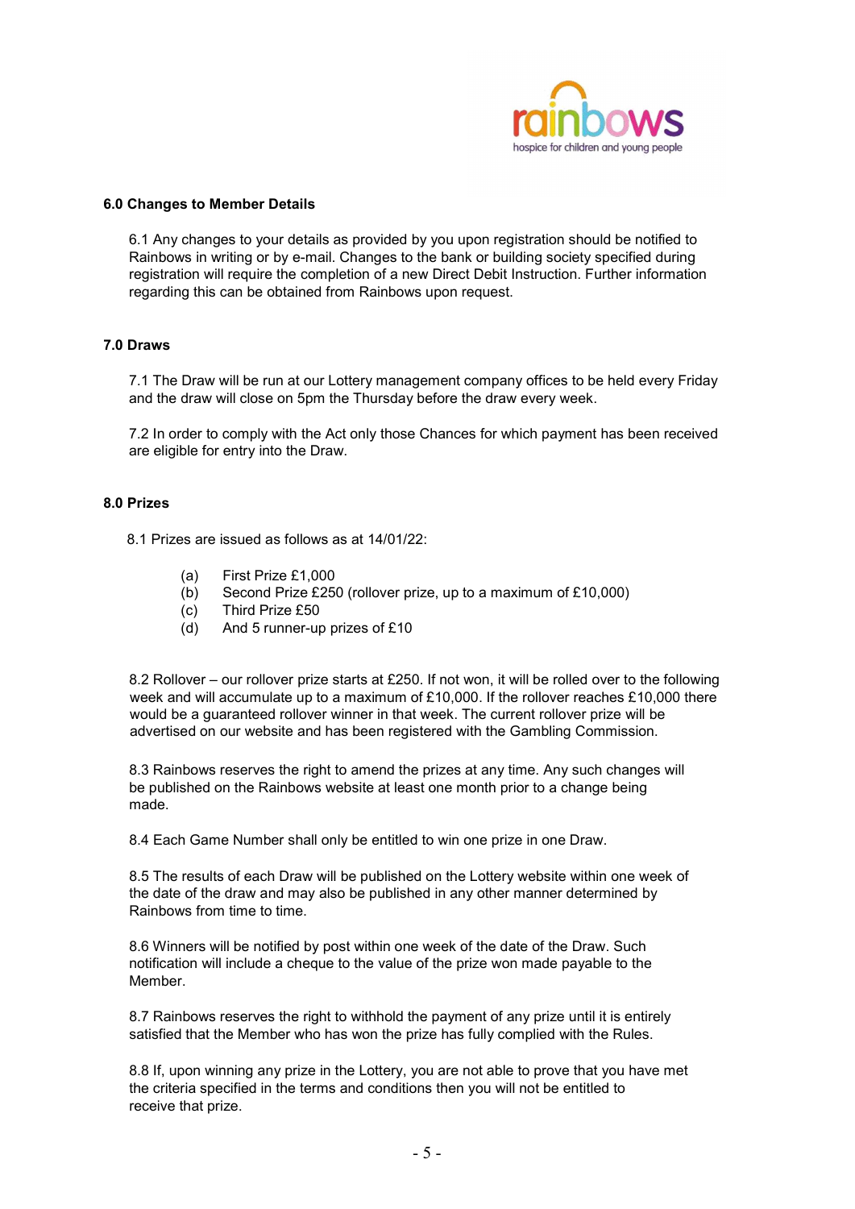### 6.0 Changes to Member Details

6.1 Any changes to your details as provided by you upon registration should be notified to Rainbows in writing or by e-mail. Changes to the bank or building society specified during registration will require the completion of a new Direct Debit Instruction. Further information regarding this can be obtained from Rainbows upon request.

### 7.0 Draws

7.1 The Draw will be run at our Lottery management company offices to be held every Friday and the draw will close on 5pm the Thursday before the draw every week.

7.2 In order to comply with the Act only those Chances for which payment has been received are eligible for entry into the Draw.

### 8.0 Prizes

8.1 Prizes are issued as follows as at 14/01/22:

- (a) First Prize £1,000
- (b) Second Prize £250 (rollover prize, up to a maximum of £10,000)
- (c) Third Prize £50
- (d) And 5 runner-up prizes of £10

8.2 Rollover – our rollover prize starts at £250. If not won, it will be rolled over to the following week and will accumulate up to a maximum of £10,000. If the rollover reaches £10,000 there would be a guaranteed rollover winner in that week. The current rollover prize will be advertised on our website and has been registered with the Gambling Commission.

8.3 Rainbows reserves the right to amend the prizes at any time. Any such changes will be published on the Rainbows website at least one month prior to a change being made.

8.4 Each Game Number shall only be entitled to win one prize in one Draw.

8.5 The results of each Draw will be published on the Lottery website within one week of the date of the draw and may also be published in any other manner determined by Rainbows from time to time.

8.6 Winners will be notified by post within one week of the date of the Draw. Such notification will include a cheque to the value of the prize won made payable to the Member.

8.7 Rainbows reserves the right to withhold the payment of any prize until it is entirely satisfied that the Member who has won the prize has fully complied with the Rules.

8.8 If, upon winning any prize in the Lottery, you are not able to prove that you have met the criteria specified in the terms and conditions then you will not be entitled to receive that prize.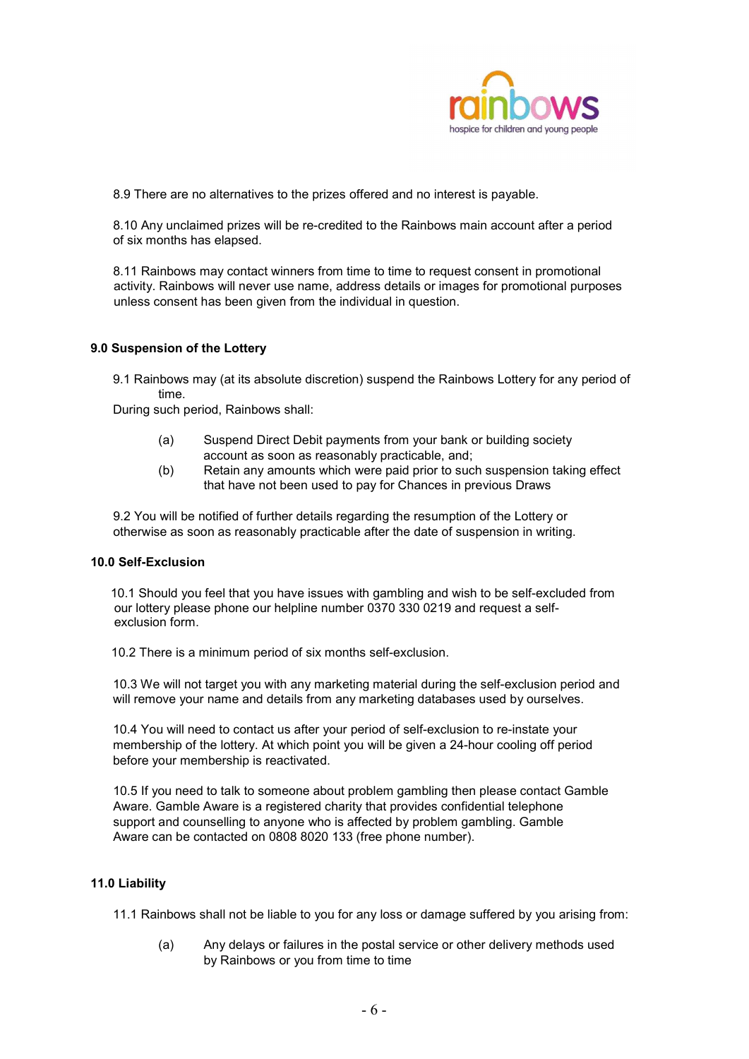8.9 There are no alternatives to the prizes offered and no interest is payable.

8.10 Any unclaimed prizes will be re-credited to the Rainbows main account after a period of six months has elapsed.

8.11 Rainbows may contact winners from time to time to request consent in promotional activity. Rainbows will never use name, address details or images for promotional purposes unless consent has been given from the individual in question.

**9.0 Suspension of the Lottery**

9.1 Rainbows may (at its absolute discretion) suspend the Rainbows Lottery for any period of time.

During such period, Rainbows shall:

(a) Suspend Direct Debit payments from your bank or building society account as soon as reasonably practicable, and;

(b) Retain any amounts which were paid prior to such suspension taking effect that have not been used to pay for Chances in previous Draws

9.2 You will be notified of further details regarding the resumption of the Lottery or otherwise as soon as reasonably practicable after the date of suspension in writing.

**10.0 Self-Exclusion**

10.1 Should you feel that you have issues with gambling and wish to be self-excluded from our lottery please phone our helpline number 0370 330 0219 and request a self-exclusion form.

10.2 There is a minimum period of six months self-exclusion.

10.3 We will not target you with any marketing material during the self-exclusion period and will remove your name and details from any marketing databases used by ourselves.

10.4 You will need to contact us after your period of self-exclusion to re-instate your membership of the lottery. At which point you will be given a 24-hour cooling off period before your membership is reactivated.

10.5 If you need to talk to someone about problem gambling then please contact Gamble Aware. Gamble Aware is a registered charity that provides confidential telephone support and counselling to anyone who is affected by problem gambling. Gamble Aware can be contacted on 0808 8020 133 (free phone number).

**11.0 Liability**

11.1 Rainbows shall not be liable to you for any loss or damage suffered by you arising from:

(a) Any delays or failures in the postal service or other delivery methods used by Rainbows or you from time to time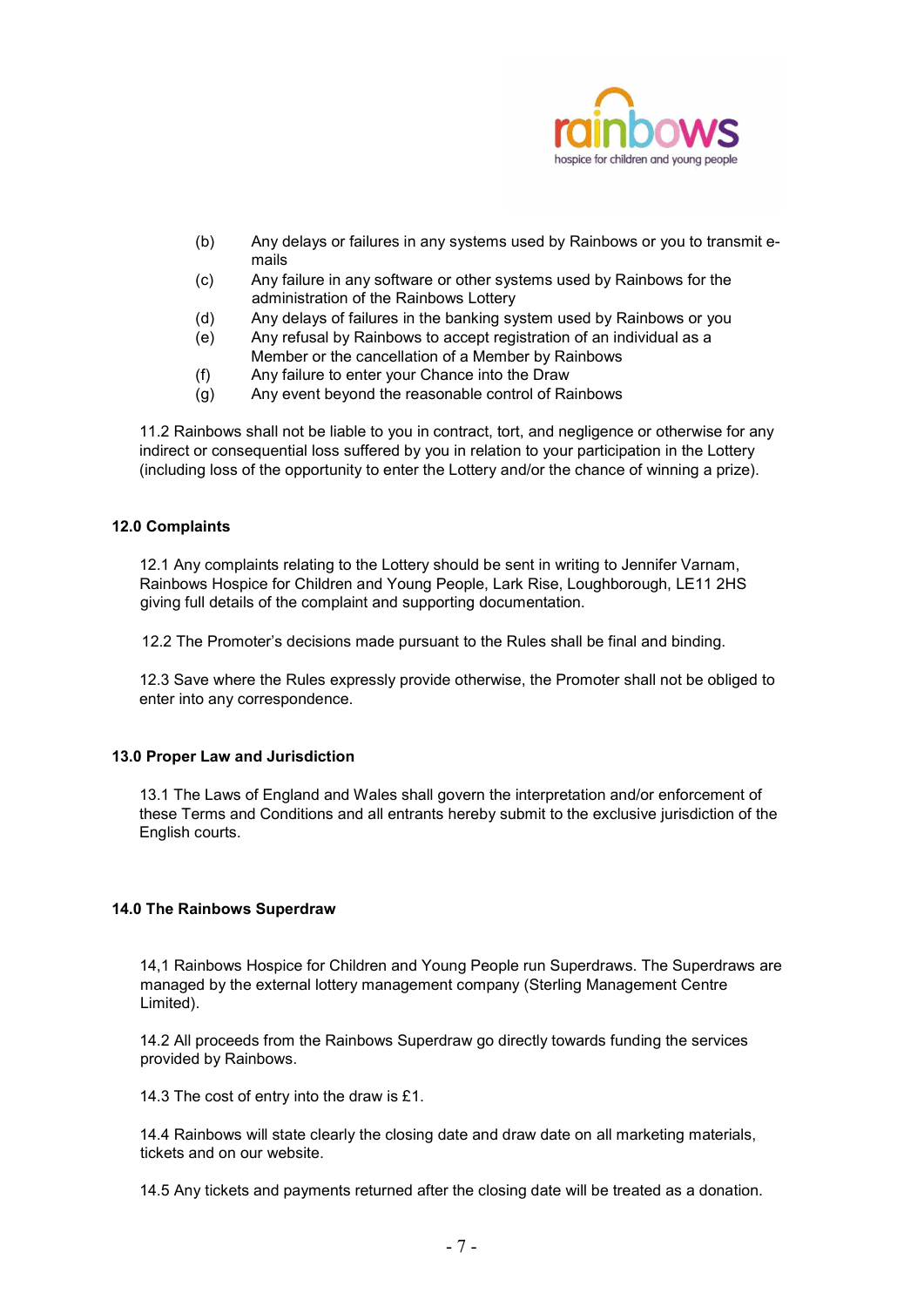(b) Any delays or failures in any systems used by Rainbows or you to transmit e-mails

(c) Any failure in any software or other systems used by Rainbows for the administration of the Rainbows Lottery

(d) Any delays of failures in the banking system used by Rainbows or you

(e) Any refusal by Rainbows to accept registration of an individual as a Member or the cancellation of a Member by Rainbows

(f) Any failure to enter your Chance into the Draw

(g) Any event beyond the reasonable control of Rainbows

11.2 Rainbows shall not be liable to you in contract, tort, and negligence or otherwise for any indirect or consequential loss suffered by you in relation to your participation in the Lottery (including loss of the opportunity to enter the Lottery and/or the chance of winning a prize).

**12.0 Complaints**

12.1 Any complaints relating to the Lottery should be sent in writing to Jennifer Varnam, Rainbows Hospice for Children and Young People, Lark Rise, Loughborough, LE11 2HS giving full details of the complaint and supporting documentation.

12.2 The Promoter's decisions made pursuant to the Rules shall be final and binding.

12.3 Save where the Rules expressly provide otherwise, the Promoter shall not be obliged to enter into any correspondence.

**13.0 Proper Law and Jurisdiction**

13.1 The Laws of England and Wales shall govern the interpretation and/or enforcement of these Terms and Conditions and all entrants hereby submit to the exclusive jurisdiction of the English courts.

**14.0 The Rainbows Superdraw**

14,1 Rainbows Hospice for Children and Young People run Superdraws. The Superdraws are managed by the external lottery management company (Sterling Management Centre Limited).

14.2 All proceeds from the Rainbows Superdraw go directly towards funding the services provided by Rainbows.

14.3 The cost of entry into the draw is £1.

14.4 Rainbows will state clearly the closing date and draw date on all marketing materials, tickets and on our website.

14.5 Any tickets and payments returned after the closing date will be treated as a donation.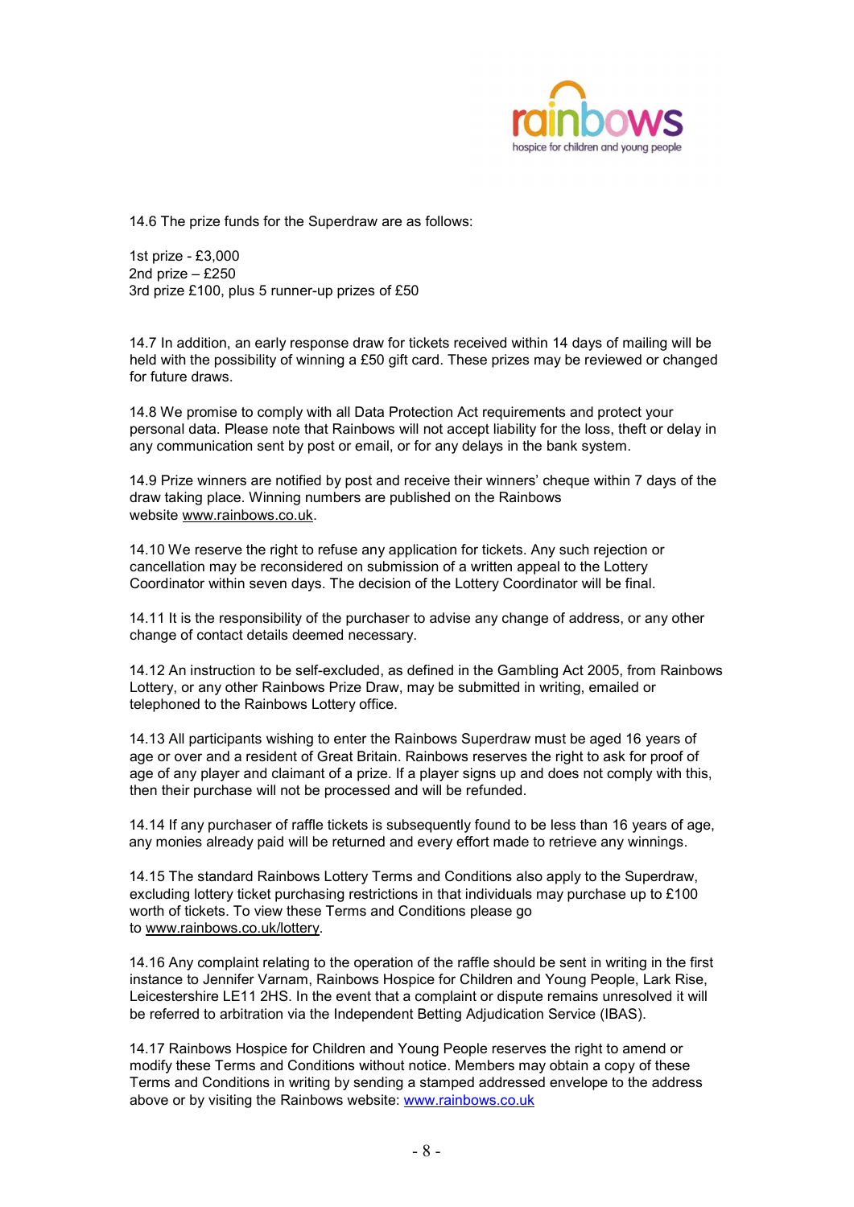14.6 The prize funds for the Superdraw are as follows:

1st prize - £3,000
2nd prize – £250
3rd prize £100, plus 5 runner-up prizes of £50

14.7 In addition, an early response draw for tickets received within 14 days of mailing will be held with the possibility of winning a £50 gift card. These prizes may be reviewed or changed for future draws.

14.8 We promise to comply with all Data Protection Act requirements and protect your personal data. Please note that Rainbows will not accept liability for the loss, theft or delay in any communication sent by post or email, or for any delays in the bank system.

14.9 Prize winners are notified by post and receive their winners' cheque within 7 days of the draw taking place. Winning numbers are published on the Rainbows website www.rainbows.co.uk.

14.10 We reserve the right to refuse any application for tickets. Any such rejection or cancellation may be reconsidered on submission of a written appeal to the Lottery Coordinator within seven days. The decision of the Lottery Coordinator will be final.

14.11 It is the responsibility of the purchaser to advise any change of address, or any other change of contact details deemed necessary.

14.12 An instruction to be self-excluded, as defined in the Gambling Act 2005, from Rainbows Lottery, or any other Rainbows Prize Draw, may be submitted in writing, emailed or telephoned to the Rainbows Lottery office.

14.13 All participants wishing to enter the Rainbows Superdraw must be aged 16 years of age or over and a resident of Great Britain. Rainbows reserves the right to ask for proof of age of any player and claimant of a prize. If a player signs up and does not comply with this, then their purchase will not be processed and will be refunded.

14.14 If any purchaser of raffle tickets is subsequently found to be less than 16 years of age, any monies already paid will be returned and every effort made to retrieve any winnings.

14.15 The standard Rainbows Lottery Terms and Conditions also apply to the Superdraw, excluding lottery ticket purchasing restrictions in that individuals may purchase up to £100 worth of tickets. To view these Terms and Conditions please go to www.rainbows.co.uk/lottery.

14.16 Any complaint relating to the operation of the raffle should be sent in writing in the first instance to Jennifer Varnam, Rainbows Hospice for Children and Young People, Lark Rise, Leicestershire LE11 2HS. In the event that a complaint or dispute remains unresolved it will be referred to arbitration via the Independent Betting Adjudication Service (IBAS).

14.17 Rainbows Hospice for Children and Young People reserves the right to amend or modify these Terms and Conditions without notice. Members may obtain a copy of these Terms and Conditions in writing by sending a stamped addressed envelope to the address above or by visiting the Rainbows website: www.rainbows.co.uk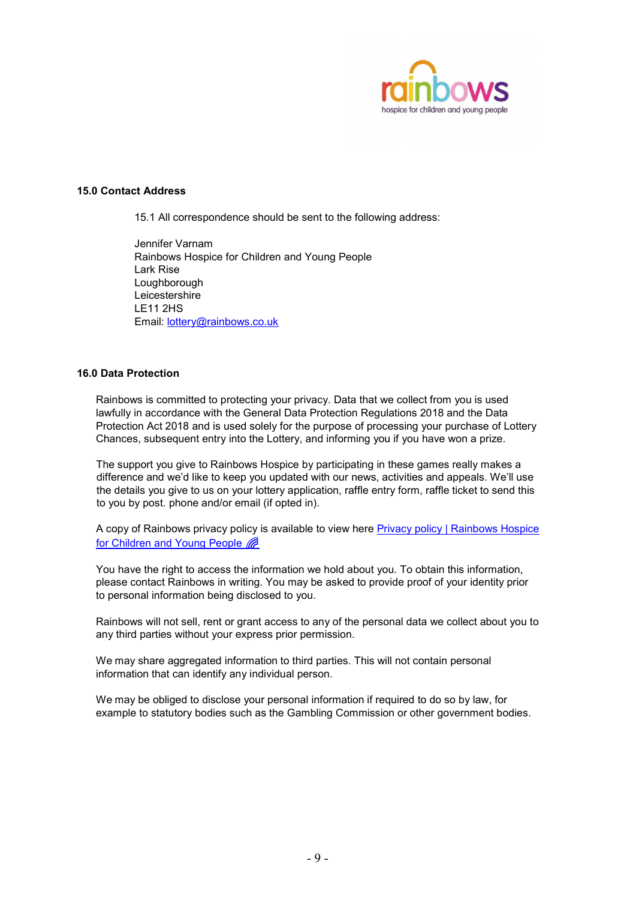## 15.0 Contact Address

15.1 All correspondence should be sent to the following address:

Jennifer Varnam
Rainbows Hospice for Children and Young People
Lark Rise
Loughborough
Leicestershire
LE11 2HS
Email: lottery@rainbows.co.uk

## 16.0 Data Protection

Rainbows is committed to protecting your privacy. Data that we collect from you is used lawfully in accordance with the General Data Protection Regulations 2018 and the Data Protection Act 2018 and is used solely for the purpose of processing your purchase of Lottery Chances, subsequent entry into the Lottery, and informing you if you have won a prize.

The support you give to Rainbows Hospice by participating in these games really makes a difference and we'd like to keep you updated with our news, activities and appeals. We'll use the details you give to us on your lottery application, raffle entry form, raffle ticket to send this to you by post. phone and/or email (if opted in).

A copy of Rainbows privacy policy is available to view here Privacy policy | Rainbows Hospice for Children and Young People

You have the right to access the information we hold about you. To obtain this information, please contact Rainbows in writing. You may be asked to provide proof of your identity prior to personal information being disclosed to you.

Rainbows will not sell, rent or grant access to any of the personal data we collect about you to any third parties without your express prior permission.

We may share aggregated information to third parties. This will not contain personal information that can identify any individual person.

We may be obliged to disclose your personal information if required to do so by law, for example to statutory bodies such as the Gambling Commission or other government bodies.